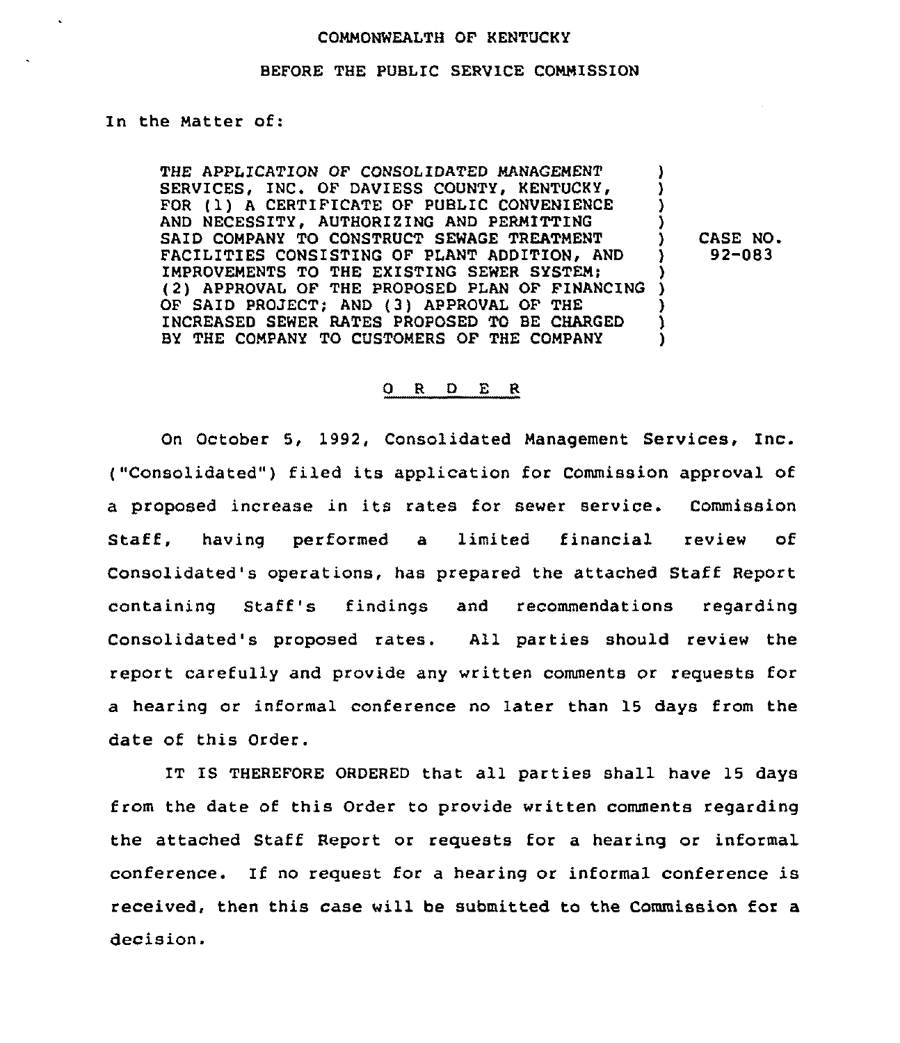COMMONWEALTH OF KENTUCKY

BEFORE THE PUBLIC SERVICE COMMISSION

In the Matter of:

| | | |
|---|---|---|
| THE APPLICATION OF CONSOLIDATED MANAGEMENT SERVICES, INC. OF DAVIESS COUNTY, KENTUCKY, FOR (1) A CERTIFICATE OF PUBLIC CONVENIENCE AND NECESSITY, AUTHORIZING AND PERMITTING SAID COMPANY TO CONSTRUCT SEWAGE TREATMENT FACILITIES CONSISTING OF PLANT ADDITION, AND IMPROVEMENTS TO THE EXISTING SEWER SYSTEM; (2) APPROVAL OF THE PROPOSED PLAN OF FINANCING OF SAID PROJECT; AND (3) APPROVAL OF THE INCREASED SEWER RATES PROPOSED TO BE CHARGED BY THE COMPANY TO CUSTOMERS OF THE COMPANY | ) | CASE NO. 92-083 |

# O R D E R

On October 5, 1992, Consolidated Management Services, Inc. ("Consolidated") filed its application for Commission approval of a proposed increase in its rates for sewer service. Commission Staff, having performed a limited financial review of Consolidated's operations, has prepared the attached Staff Report containing Staff's findings and recommendations regarding Consolidated's proposed rates. All parties should review the report carefully and provide any written comments or requests for a hearing or informal conference no later than 15 days from the date of this Order.

IT IS THEREFORE ORDERED that all parties shall have 15 days from the date of this Order to provide written comments regarding the attached Staff Report or requests for a hearing or informal conference. If no request for a hearing or informal conference is received, then this case will be submitted to the Commission for a decision.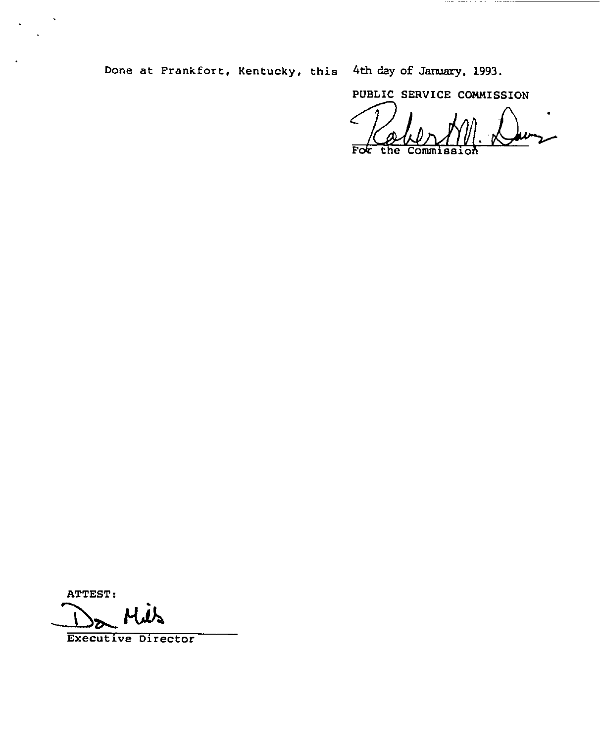Done at Frankfort, Kentucky, this 4th day of January, 1993.

PUBLIC SERVICE COMMISSION

For the Commission

ATTEST:

Executive Director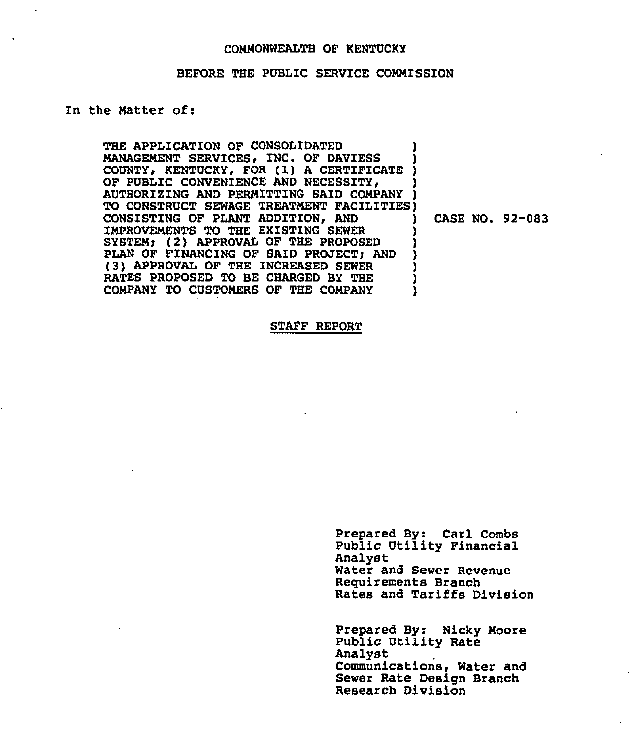COMMONWEALTH OF KENTUCKY

BEFORE THE PUBLIC SERVICE COMMISSION

In the Matter of:

THE APPLICATION OF CONSOLIDATED MANAGEMENT SERVICES, INC. OF DAVIESS COUNTY, KENTUCKY, FOR (1) A CERTIFICATE OF PUBLIC CONVENIENCE AND NECESSITY, AUTHORIZING AND PERMITTING SAID COMPANY TO CONSTRUCT SEWAGE TREATMENT FACILITIES CONSISTING OF PLANT ADDITION, AND IMPROVEMENTS TO THE EXISTING SEWER SYSTEM; (2) APPROVAL OF THE PROPOSED PLAN OF FINANCING OF SAID PROJECT; AND (3) APPROVAL OF THE INCREASED SEWER RATES PROPOSED TO BE CHARGED BY THE COMPANY TO CUSTOMERS OF THE COMPANY

) CASE NO. 92-083

STAFF REPORT

Prepared By: Carl Combs
Public Utility Financial Analyst
Water and Sewer Revenue Requirements Branch
Rates and Tariffs Division

Prepared By: Nicky Moore
Public Utility Rate Analyst
Communications, Water and Sewer Rate Design Branch
Research Division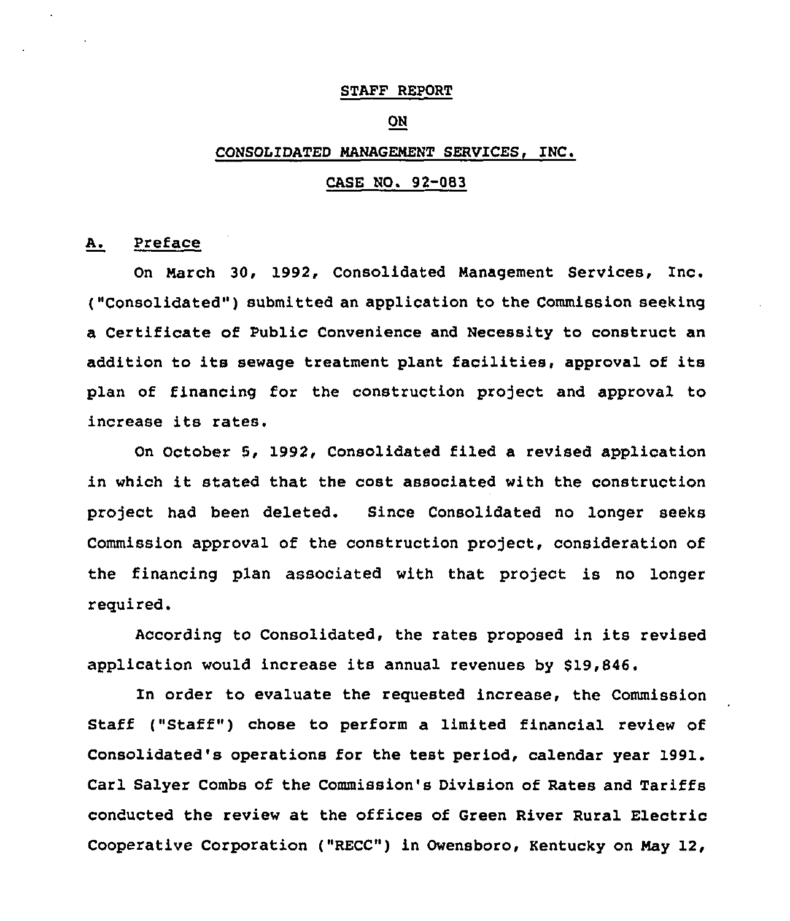STAFF REPORT

ON

CONSOLIDATED MANAGEMENT SERVICES, INC.

CASE NO. 92-083

## A. Preface

On March 30, 1992, Consolidated Management Services, Inc. ("Consolidated") submitted an application to the Commission seeking a Certificate of Public Convenience and Necessity to construct an addition to its sewage treatment plant facilities, approval of its plan of financing for the construction project and approval to increase its rates.

On October 5, 1992, Consolidated filed a revised application in which it stated that the cost associated with the construction project had been deleted. Since Consolidated no longer seeks Commission approval of the construction project, consideration of the financing plan associated with that project is no longer required.

According to Consolidated, the rates proposed in its revised application would increase its annual revenues by $19,846.

In order to evaluate the requested increase, the Commission Staff ("Staff") chose to perform a limited financial review of Consolidated's operations for the test period, calendar year 1991. Carl Salyer Combs of the Commission's Division of Rates and Tariffs conducted the review at the offices of Green River Rural Electric Cooperative Corporation ("RECC") in Owensboro, Kentucky on May 12,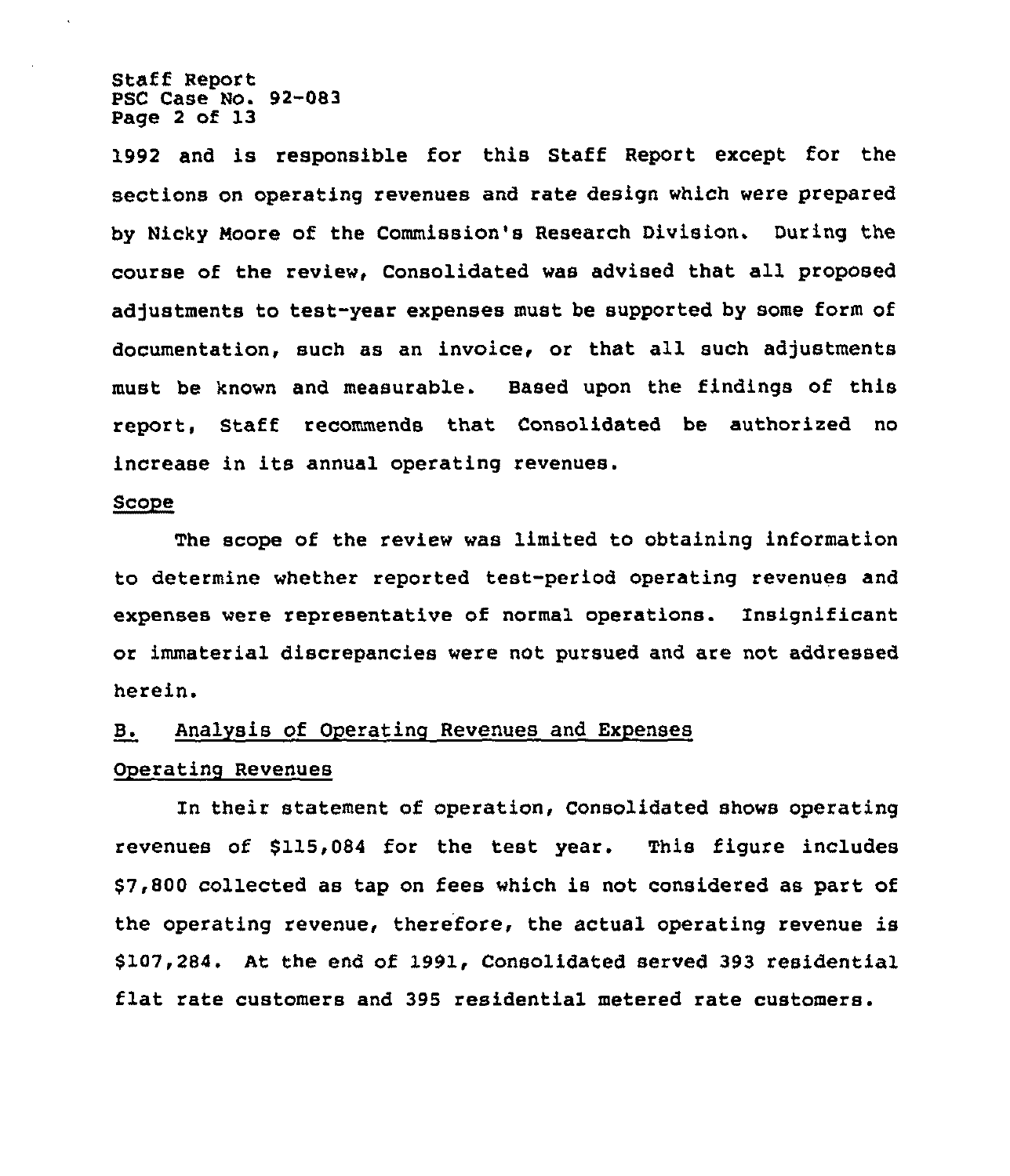1992 and is responsible for this Staff Report except for the sections on operating revenues and rate design which were prepared by Nicky Moore of the Commission's Research Division. During the course of the review, Consolidated was advised that all proposed adjustments to test-year expenses must be supported by some form of documentation, such as an invoice, or that all such adjustments must be known and measurable. Based upon the findings of this report, Staff recommends that Consolidated be authorized no increase in its annual operating revenues.

### Scope

The scope of the review was limited to obtaining information to determine whether reported test-period operating revenues and expenses were representative of normal operations. Insignificant or immaterial discrepancies were not pursued and are not addressed herein.

## B. Analysis of Operating Revenues and Expenses

### Operating Revenues

In their statement of operation, Consolidated shows operating revenues of $115,084 for the test year. This figure includes $7,800 collected as tap on fees which is not considered as part of the operating revenue, therefore, the actual operating revenue is $107,284. At the end of 1991, Consolidated served 393 residential flat rate customers and 395 residential metered rate customers.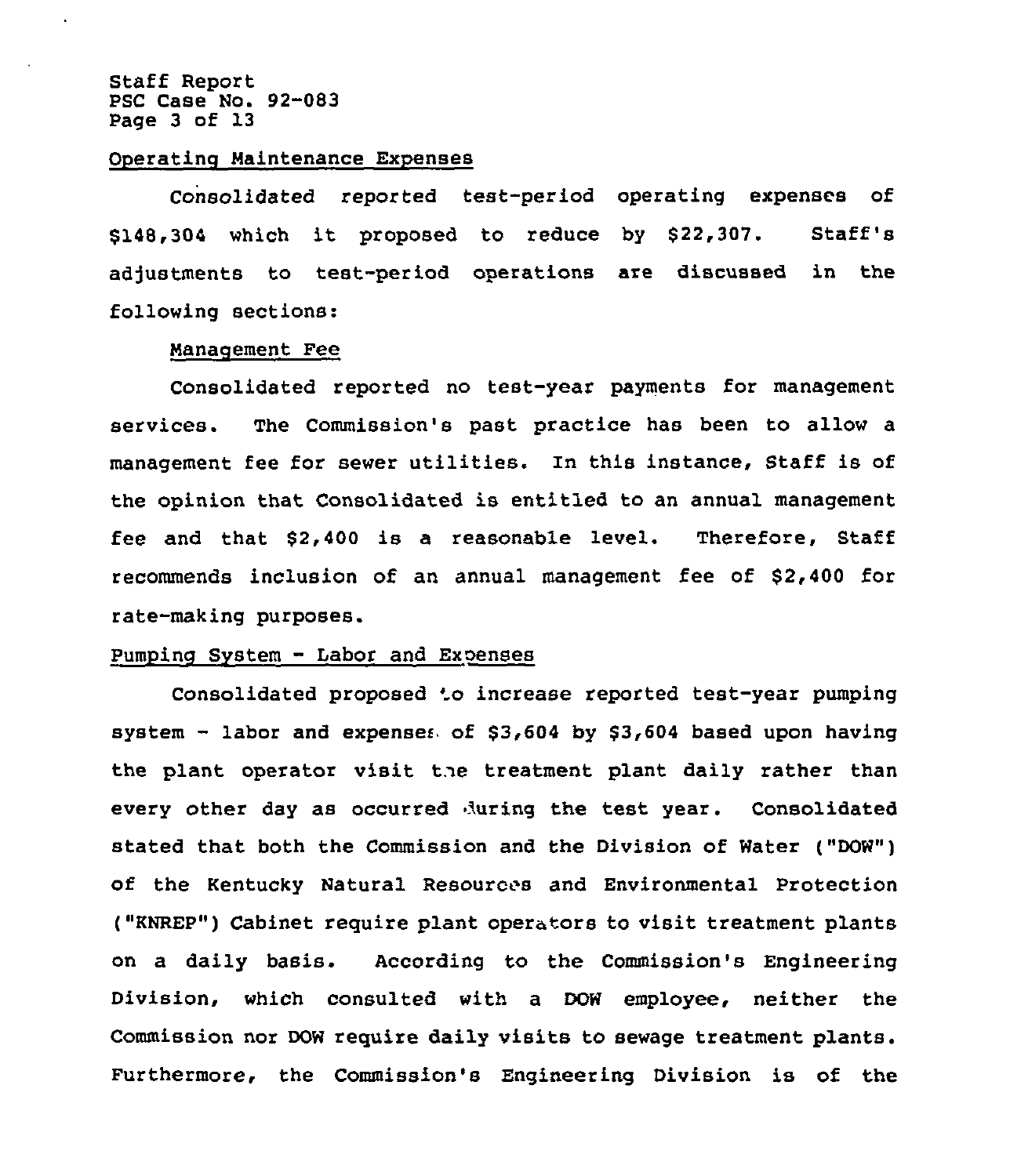## Operating Maintenance Expenses

Consolidated reported test-period operating expenses of $148,304 which it proposed to reduce by $22,307. Staff's adjustments to test-period operations are discussed in the following sections:

### Management Fee

Consolidated reported no test-year payments for management services. The Commission's past practice has been to allow a management fee for sewer utilities. In this instance, Staff is of the opinion that Consolidated is entitled to an annual management fee and that $2,400 is a reasonable level. Therefore, Staff recommends inclusion of an annual management fee of $2,400 for rate-making purposes.

### Pumping System - Labor and Expenses

Consolidated proposed to increase reported test-year pumping system - labor and expenses of $3,604 by $3,604 based upon having the plant operator visit the treatment plant daily rather than every other day as occurred during the test year. Consolidated stated that both the Commission and the Division of Water ("DOW") of the Kentucky Natural Resources and Environmental Protection ("KNREP") Cabinet require plant operators to visit treatment plants on a daily basis. According to the Commission's Engineering Division, which consulted with a DOW employee, neither the Commission nor DOW require daily visits to sewage treatment plants. Furthermore, the Commission's Engineering Division is of the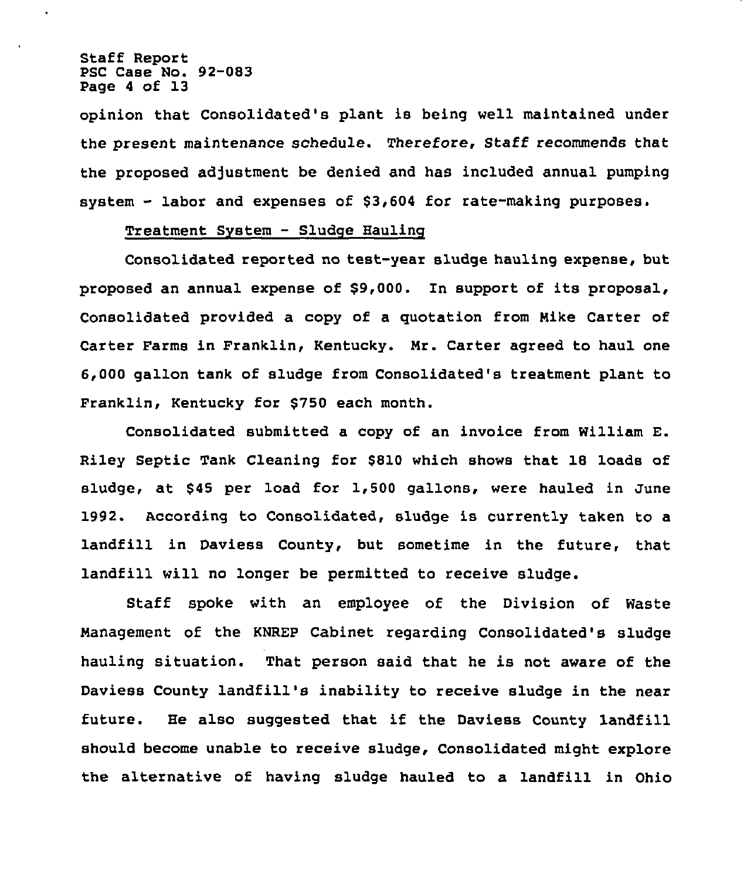opinion that Consolidated's plant is being well maintained under the present maintenance schedule. Therefore, Staff recommends that the proposed adjustment be denied and has included annual pumping system - labor and expenses of $3,604 for rate-making purposes.

Treatment System - Sludge Hauling

Consolidated reported no test-year sludge hauling expense, but proposed an annual expense of $9,000. In support of its proposal, Consolidated provided a copy of a quotation from Mike Carter of Carter Farms in Franklin, Kentucky. Mr. Carter agreed to haul one 6,000 gallon tank of sludge from Consolidated's treatment plant to Franklin, Kentucky for $750 each month.

Consolidated submitted a copy of an invoice from William E. Riley Septic Tank Cleaning for $810 which shows that 18 loads of sludge, at $45 per load for 1,500 gallons, were hauled in June 1992. According to Consolidated, sludge is currently taken to a landfill in Daviess County, but sometime in the future, that landfill will no longer be permitted to receive sludge.

Staff spoke with an employee of the Division of Waste Management of the KNREP Cabinet regarding Consolidated's sludge hauling situation. That person said that he is not aware of the Daviess County landfill's inability to receive sludge in the near future. He also suggested that if the Daviess County landfill should become unable to receive sludge, Consolidated might explore the alternative of having sludge hauled to a landfill in Ohio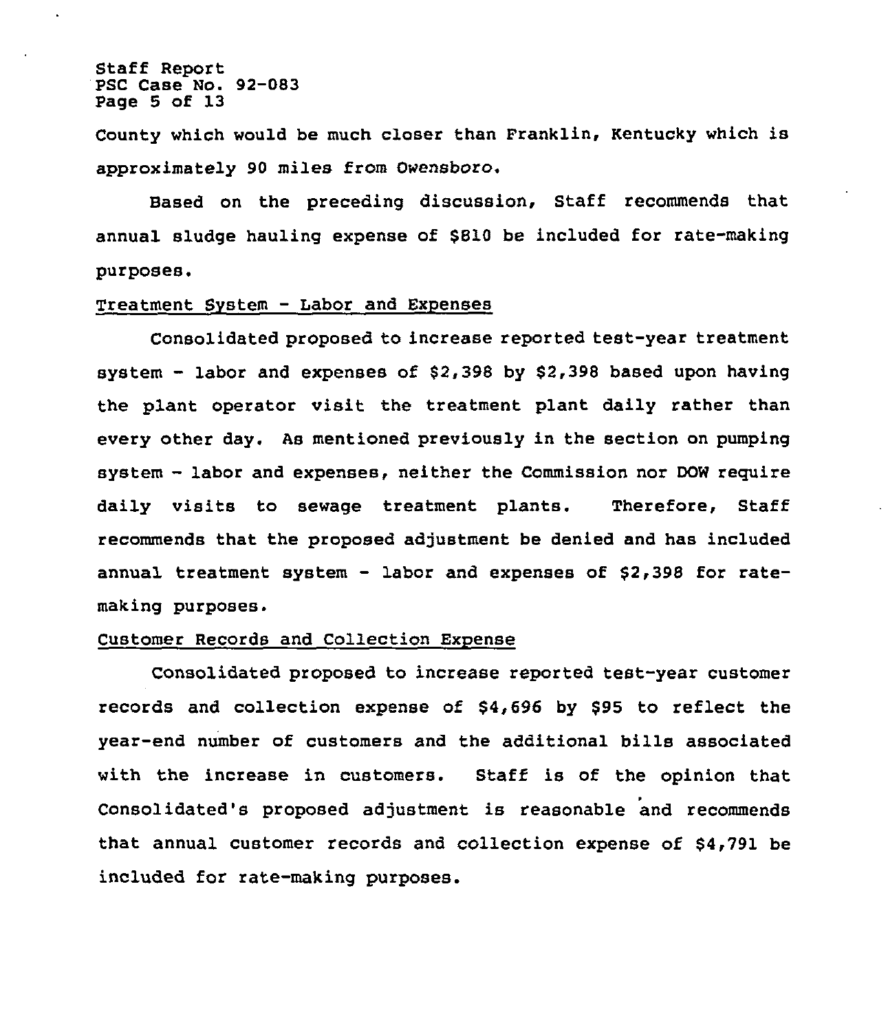County which would be much closer than Franklin, Kentucky which is approximately 90 miles from Owensboro.

Based on the preceding discussion, Staff recommends that annual sludge hauling expense of $810 be included for rate-making purposes.

Treatment System - Labor and Expenses

Consolidated proposed to increase reported test-year treatment system - labor and expenses of $2,398 by $2,398 based upon having the plant operator visit the treatment plant daily rather than every other day. As mentioned previously in the section on pumping system - labor and expenses, neither the Commission nor DOW require daily visits to sewage treatment plants. Therefore, Staff recommends that the proposed adjustment be denied and has included annual treatment system - labor and expenses of $2,398 for rate-making purposes.

Customer Records and Collection Expense

Consolidated proposed to increase reported test-year customer records and collection expense of $4,696 by $95 to reflect the year-end number of customers and the additional bills associated with the increase in customers. Staff is of the opinion that Consolidated's proposed adjustment is reasonable and recommends that annual customer records and collection expense of $4,791 be included for rate-making purposes.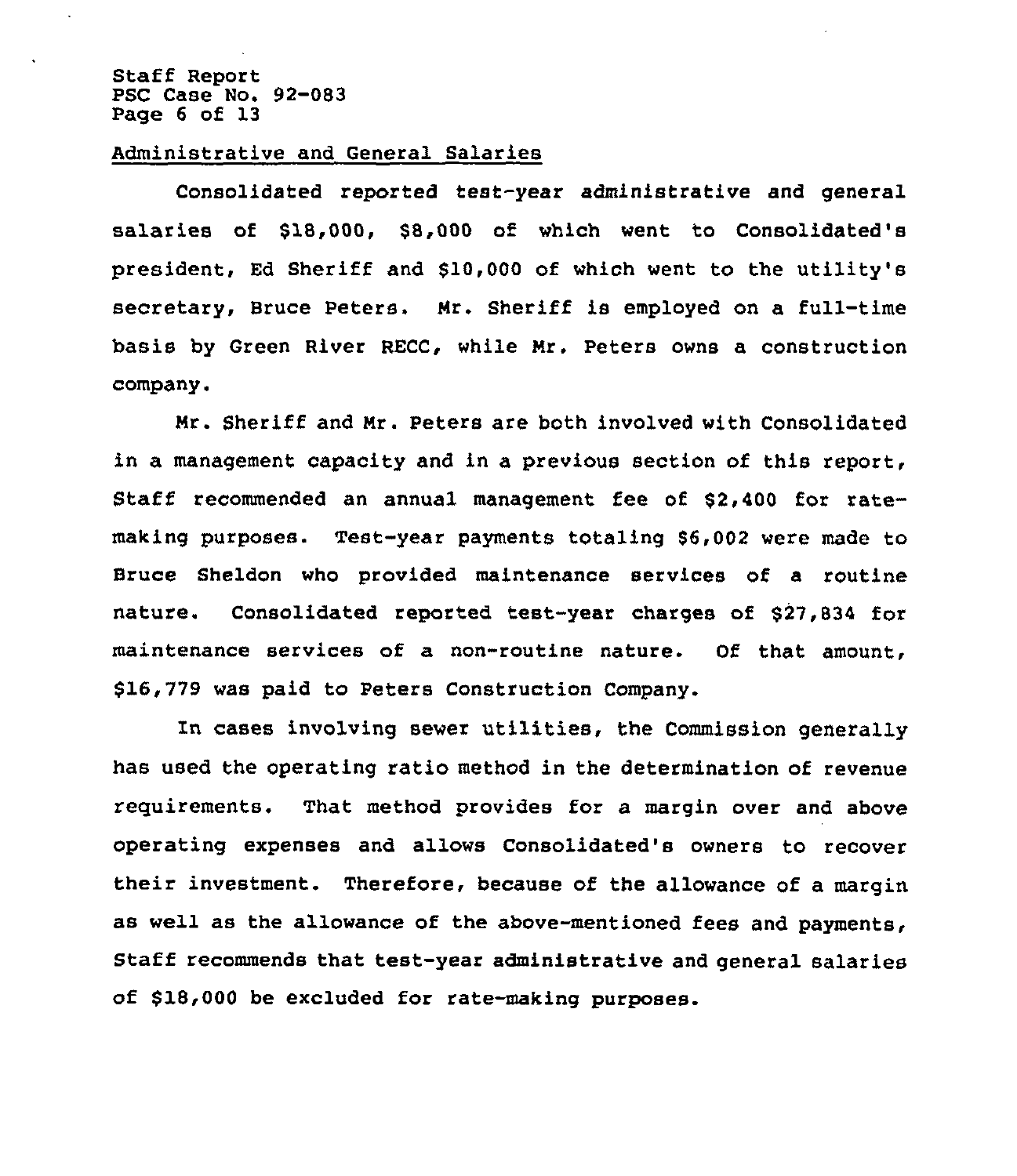## Administrative and General Salaries

Consolidated reported test-year administrative and general salaries of $18,000, $8,000 of which went to Consolidated's president, Ed Sheriff and $10,000 of which went to the utility's secretary, Bruce Peters. Mr. Sheriff is employed on a full-time basis by Green River RECC, while Mr. Peters owns a construction company.

Mr. Sheriff and Mr. Peters are both involved with Consolidated in a management capacity and in a previous section of this report, Staff recommended an annual management fee of $2,400 for rate-making purposes. Test-year payments totaling $6,002 were made to Bruce Sheldon who provided maintenance services of a routine nature. Consolidated reported test-year charges of $27,834 for maintenance services of a non-routine nature. Of that amount, $16,779 was paid to Peters Construction Company.

In cases involving sewer utilities, the Commission generally has used the operating ratio method in the determination of revenue requirements. That method provides for a margin over and above operating expenses and allows Consolidated's owners to recover their investment. Therefore, because of the allowance of a margin as well as the allowance of the above-mentioned fees and payments, Staff recommends that test-year administrative and general salaries of $18,000 be excluded for rate-making purposes.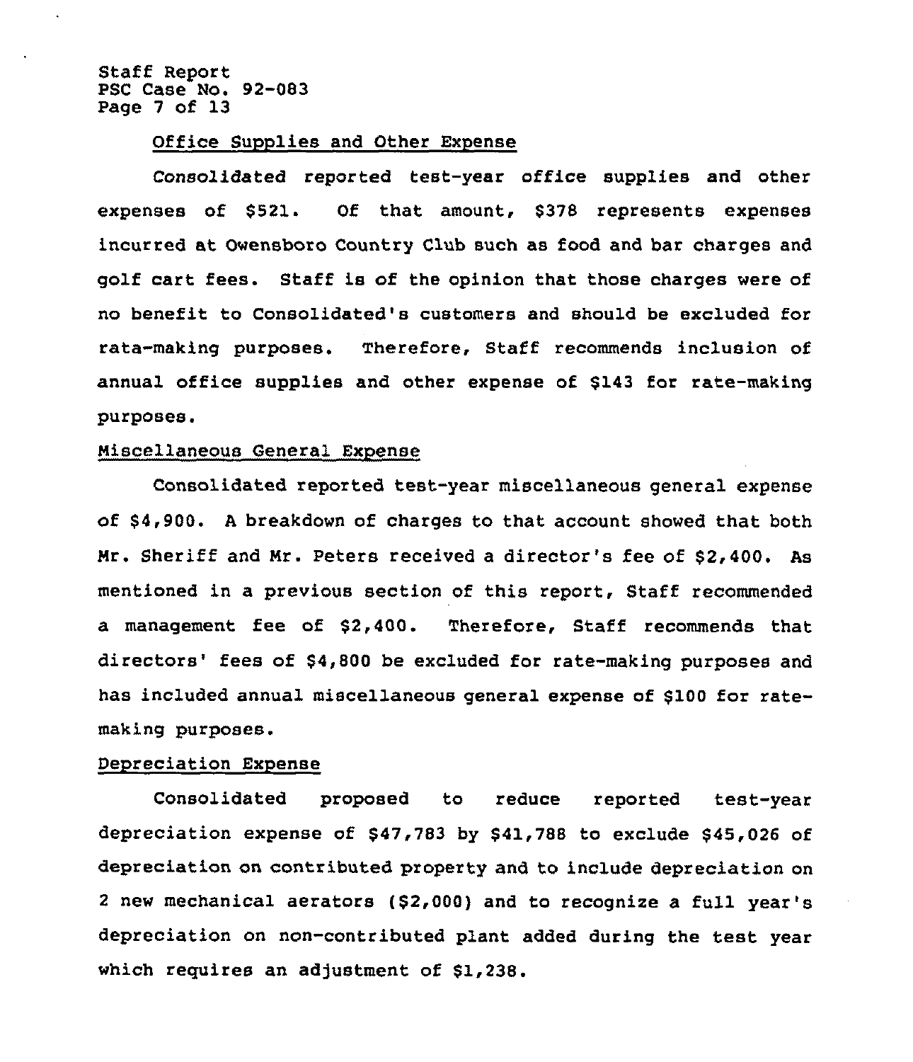Office Supplies and Other Expense

Consolidated reported test-year office supplies and other expenses of $521. Of that amount, $378 represents expenses incurred at Owensboro Country Club such as food and bar charges and golf cart fees. Staff is of the opinion that those charges were of no benefit to Consolidated's customers and should be excluded for rata-making purposes. Therefore, Staff recommends inclusion of annual office supplies and other expense of $143 for rate-making purposes.

Miscellaneous General Expense

Consolidated reported test-year miscellaneous general expense of $4,900. A breakdown of charges to that account showed that both Mr. Sheriff and Mr. Peters received a director's fee of $2,400. As mentioned in a previous section of this report, Staff recommended a management fee of $2,400. Therefore, Staff recommends that directors' fees of $4,800 be excluded for rate-making purposes and has included annual miscellaneous general expense of $100 for rate-making purposes.

Depreciation Expense

Consolidated proposed to reduce reported test-year depreciation expense of $47,783 by $41,788 to exclude $45,026 of depreciation on contributed property and to include depreciation on 2 new mechanical aerators ($2,000) and to recognize a full year's depreciation on non-contributed plant added during the test year which requires an adjustment of $1,238.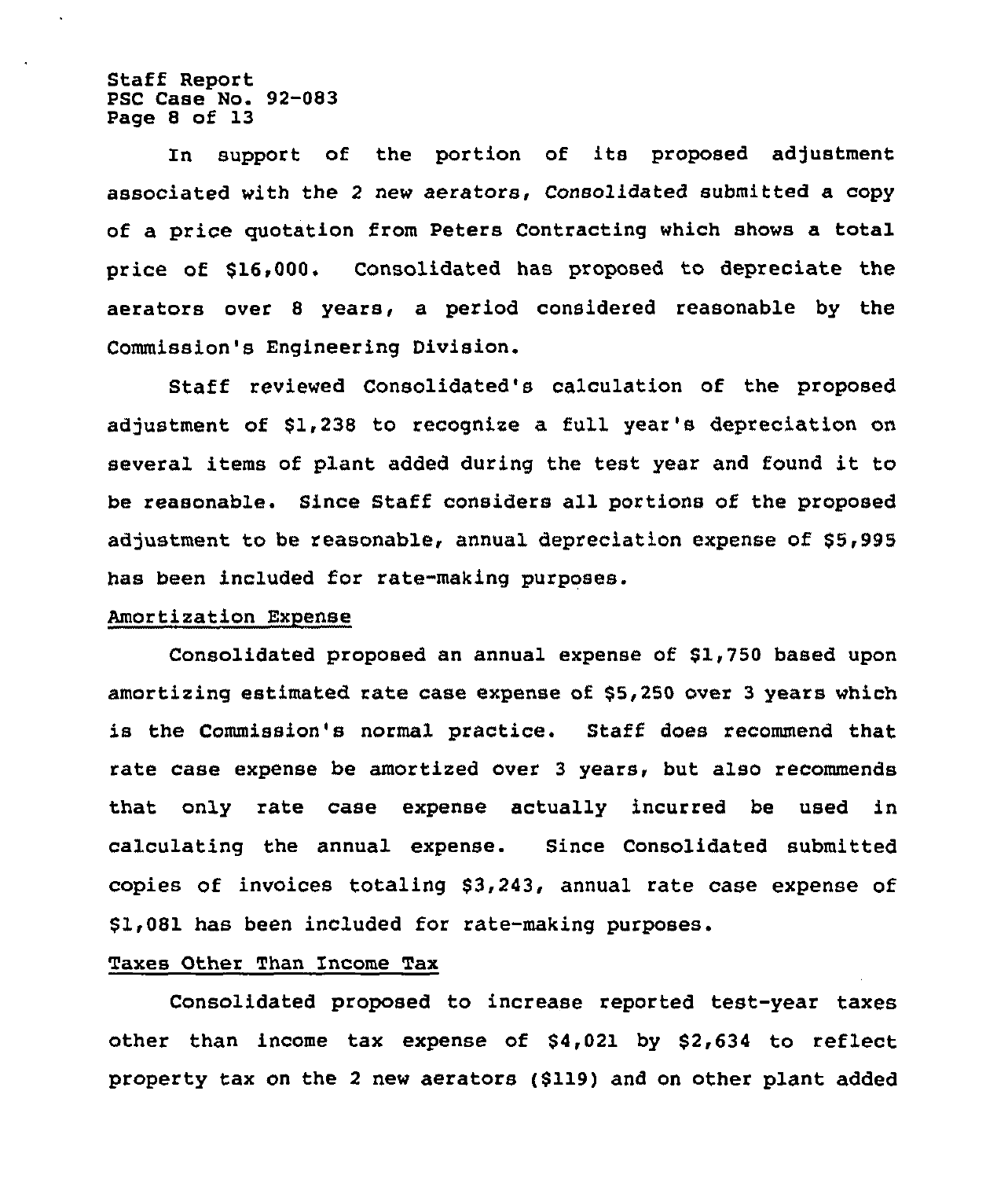In support of the portion of its proposed adjustment associated with the 2 new aerators, Consolidated submitted a copy of a price quotation from Peters Contracting which shows a total price of $16,000. Consolidated has proposed to depreciate the aerators over 8 years, a period considered reasonable by the Commission's Engineering Division.

Staff reviewed Consolidated's calculation of the proposed adjustment of $1,238 to recognize a full year's depreciation on several items of plant added during the test year and found it to be reasonable. Since Staff considers all portions of the proposed adjustment to be reasonable, annual depreciation expense of $5,995 has been included for rate-making purposes.

Amortization Expense

Consolidated proposed an annual expense of $1,750 based upon amortizing estimated rate case expense of $5,250 over 3 years which is the Commission's normal practice. Staff does recommend that rate case expense be amortized over 3 years, but also recommends that only rate case expense actually incurred be used in calculating the annual expense. Since Consolidated submitted copies of invoices totaling $3,243, annual rate case expense of $1,081 has been included for rate-making purposes.

Taxes Other Than Income Tax

Consolidated proposed to increase reported test-year taxes other than income tax expense of $4,021 by $2,634 to reflect property tax on the 2 new aerators ($119) and on other plant added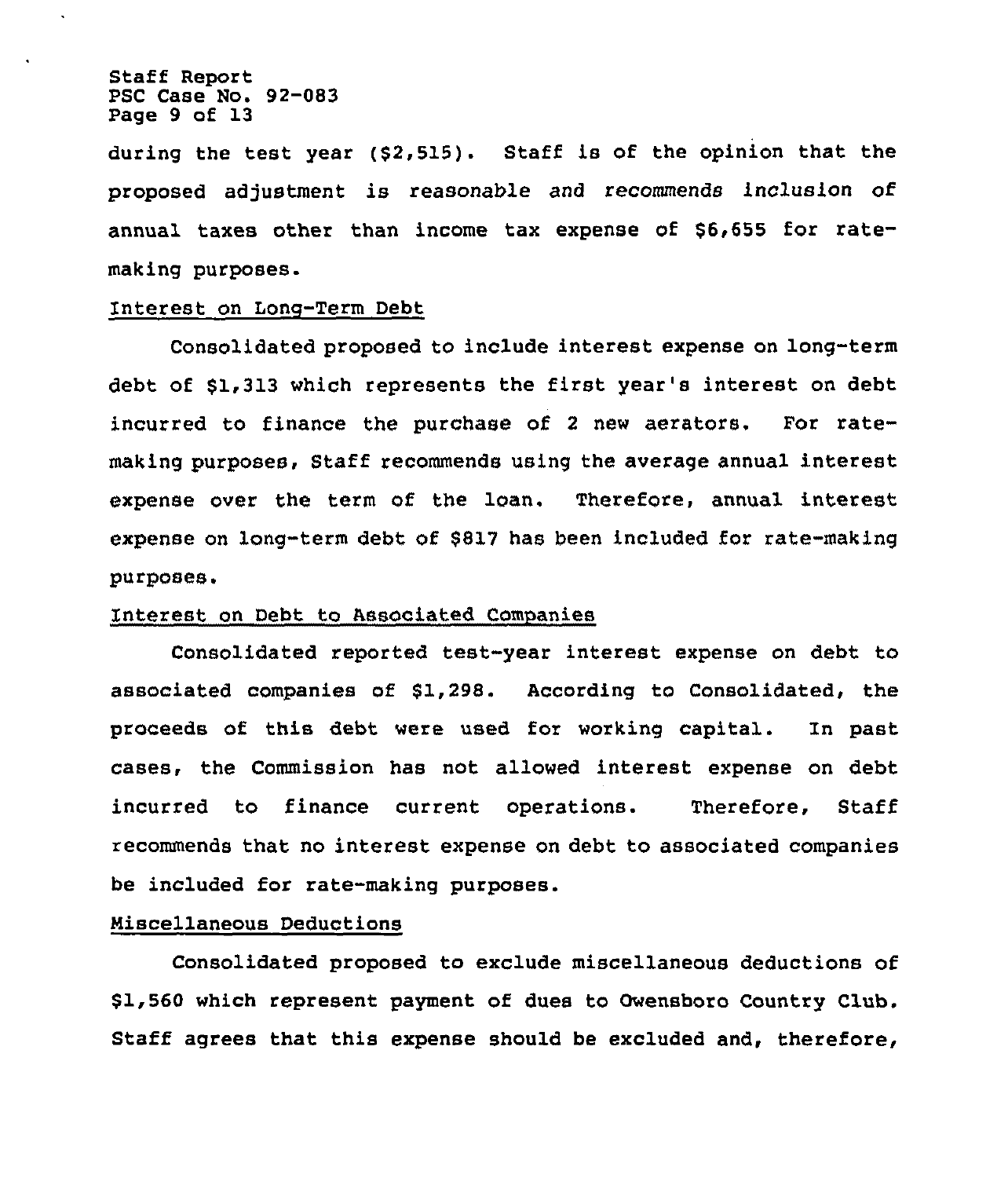during the test year ($2,515). Staff is of the opinion that the proposed adjustment is reasonable and recommends inclusion of annual taxes other than income tax expense of $6,655 for rate-making purposes.

Interest on Long-Term Debt

Consolidated proposed to include interest expense on long-term debt of $1,313 which represents the first year's interest on debt incurred to finance the purchase of 2 new aerators. For rate-making purposes, Staff recommends using the average annual interest expense over the term of the loan. Therefore, annual interest expense on long-term debt of $817 has been included for rate-making purposes.

Interest on Debt to Associated Companies

Consolidated reported test-year interest expense on debt to associated companies of $1,298. According to Consolidated, the proceeds of this debt were used for working capital. In past cases, the Commission has not allowed interest expense on debt incurred to finance current operations. Therefore, Staff recommends that no interest expense on debt to associated companies be included for rate-making purposes.

Miscellaneous Deductions

Consolidated proposed to exclude miscellaneous deductions of $1,560 which represent payment of dues to Owensboro Country Club. Staff agrees that this expense should be excluded and, therefore,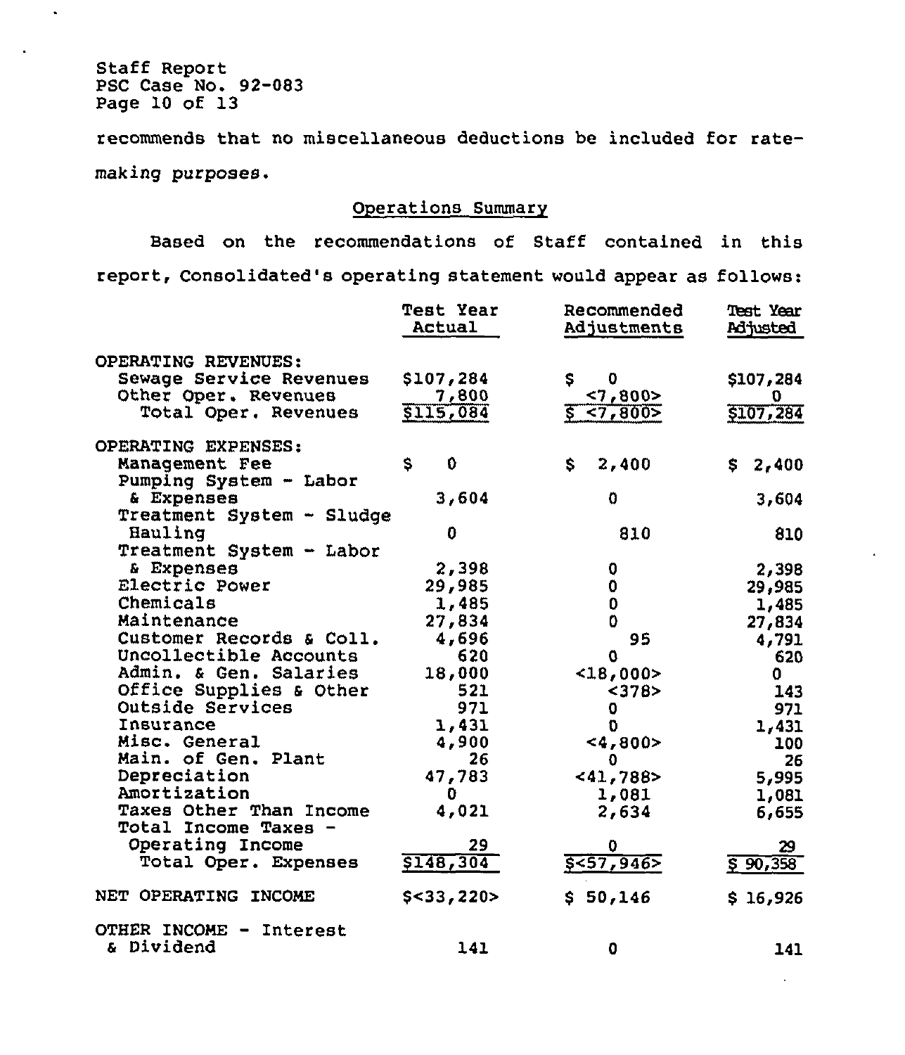recommends that no miscellaneous deductions be included for rate-making purposes.

## Operations Summary

Based on the recommendations of Staff contained in this report, Consolidated's operating statement would appear as follows:

| | Test Year Actual | Recommended Adjustments | Test Year Adjusted |
|---|---|---|---|
| OPERATING REVENUES: | | | |
| Sewage Service Revenues | $107,284 | $ 0 | $107,284 |
| Other Oper. Revenues | 7,800 | <7,800> | 0 |
| Total Oper. Revenues | $115,084 | $ <7,800> | $107,284 |
| OPERATING EXPENSES: | | | |
| Management Fee | $ 0 | $ 2,400 | $ 2,400 |
| Pumping System - Labor & Expenses | 3,604 | 0 | 3,604 |
| Treatment System - Sludge Hauling | 0 | 810 | 810 |
| Treatment System - Labor & Expenses | 2,398 | 0 | 2,398 |
| Electric Power | 29,985 | 0 | 29,985 |
| Chemicals | 1,485 | 0 | 1,485 |
| Maintenance | 27,834 | 0 | 27,834 |
| Customer Records & Coll. | 4,696 | 95 | 4,791 |
| Uncollectible Accounts | 620 | 0 | 620 |
| Admin. & Gen. Salaries | 18,000 | <18,000> | 0 |
| Office Supplies & Other | 521 | <378> | 143 |
| Outside Services | 971 | 0 | 971 |
| Insurance | 1,431 | 0 | 1,431 |
| Misc. General | 4,900 | <4,800> | 100 |
| Main. of Gen. Plant | 26 | 0 | 26 |
| Depreciation | 47,783 | <41,788> | 5,995 |
| Amortization | 0 | 1,081 | 1,081 |
| Taxes Other Than Income | 4,021 | 2,634 | 6,655 |
| Total Income Taxes - Operating Income | 29 | 0 | 29 |
| Total Oper. Expenses | $148,304 | $<57,946> | $ 90,358 |
| NET OPERATING INCOME | $<33,220> | $ 50,146 | $ 16,926 |
| OTHER INCOME - Interest & Dividend | 141 | 0 | 141 |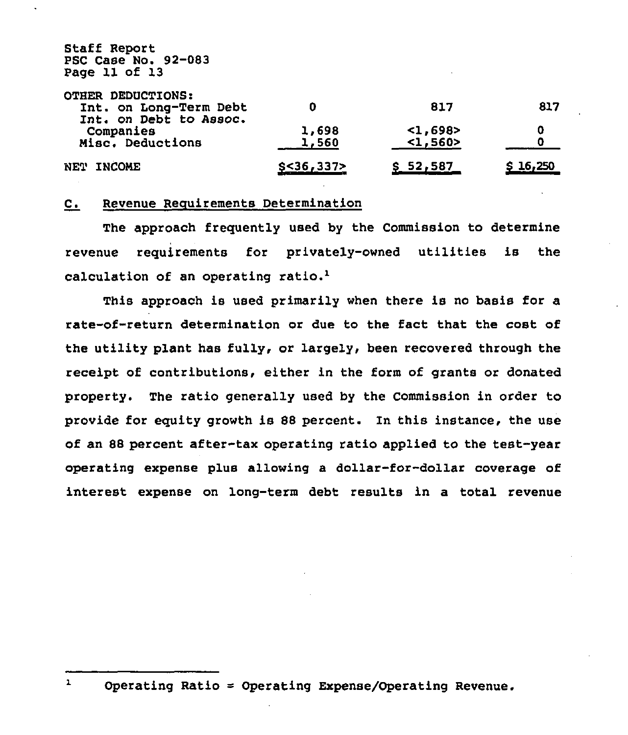| | | | |
|---|---|---|---|
| OTHER DEDUCTIONS: | | | |
| Int. on Long-Term Debt | 0 | 817 | 817 |
| Int. on Debt to Assoc. Companies | 1,698 | <1,698> | 0 |
| Misc. Deductions | 1,560 | <1,560> | 0 |
| NET INCOME | $<36,337> | $ 52,587 | $ 16,250 |

## C. Revenue Requirements Determination

The approach frequently used by the Commission to determine revenue requirements for privately-owned utilities is the calculation of an operating ratio.[1]

This approach is used primarily when there is no basis for a rate-of-return determination or due to the fact that the cost of the utility plant has fully, or largely, been recovered through the receipt of contributions, either in the form of grants or donated property. The ratio generally used by the Commission in order to provide for equity growth is 88 percent. In this instance, the use of an 88 percent after-tax operating ratio applied to the test-year operating expense plus allowing a dollar-for-dollar coverage of interest expense on long-term debt results in a total revenue

---

[1] Operating Ratio = Operating Expense/Operating Revenue.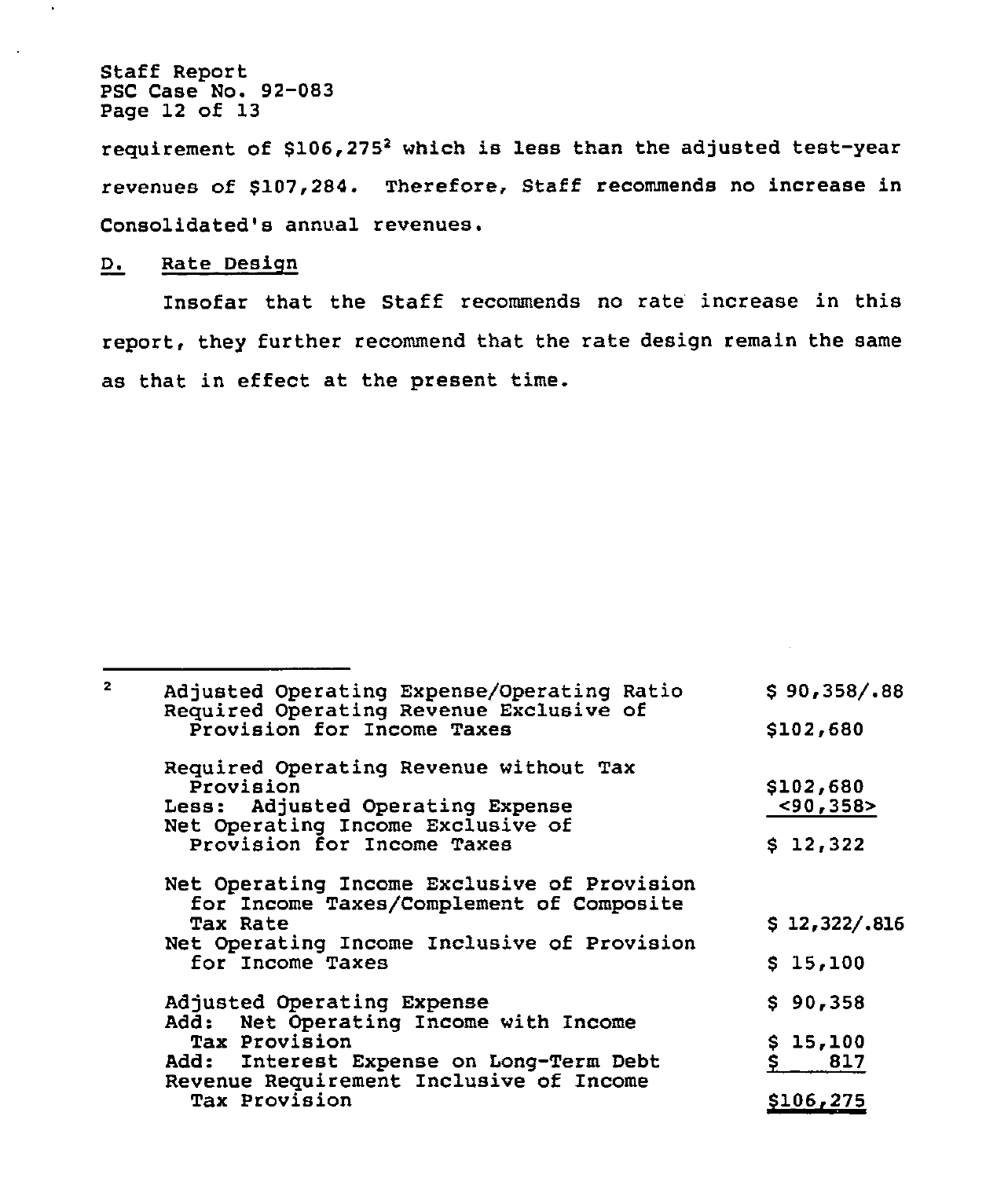requirement of $106,275[2] which is less than the adjusted test-year revenues of $107,284. Therefore, Staff recommends no increase in Consolidated's annual revenues.

## D. Rate Design

Insofar that the Staff recommends no rate increase in this report, they further recommend that the rate design remain the same as that in effect at the present time.

---

[2]

| | |
|---|---|
| Adjusted Operating Expense/Operating Ratio | $ 90,358/.88 |
| Required Operating Revenue Exclusive of Provision for Income Taxes | $102,680 |
| | |
| Required Operating Revenue without Tax Provision | $102,680 |
| Less: Adjusted Operating Expense | <90,358> |
| Net Operating Income Exclusive of Provision for Income Taxes | $ 12,322 |
| | |
| Net Operating Income Exclusive of Provision for Income Taxes/Complement of Composite Tax Rate | $ 12,322/.816 |
| Net Operating Income Inclusive of Provision for Income Taxes | $ 15,100 |
| | |
| Adjusted Operating Expense | $ 90,358 |
| Add: Net Operating Income with Income Tax Provision | $ 15,100 |
| Add: Interest Expense on Long-Term Debt | $ 817 |
| Revenue Requirement Inclusive of Income Tax Provision | $106,275 |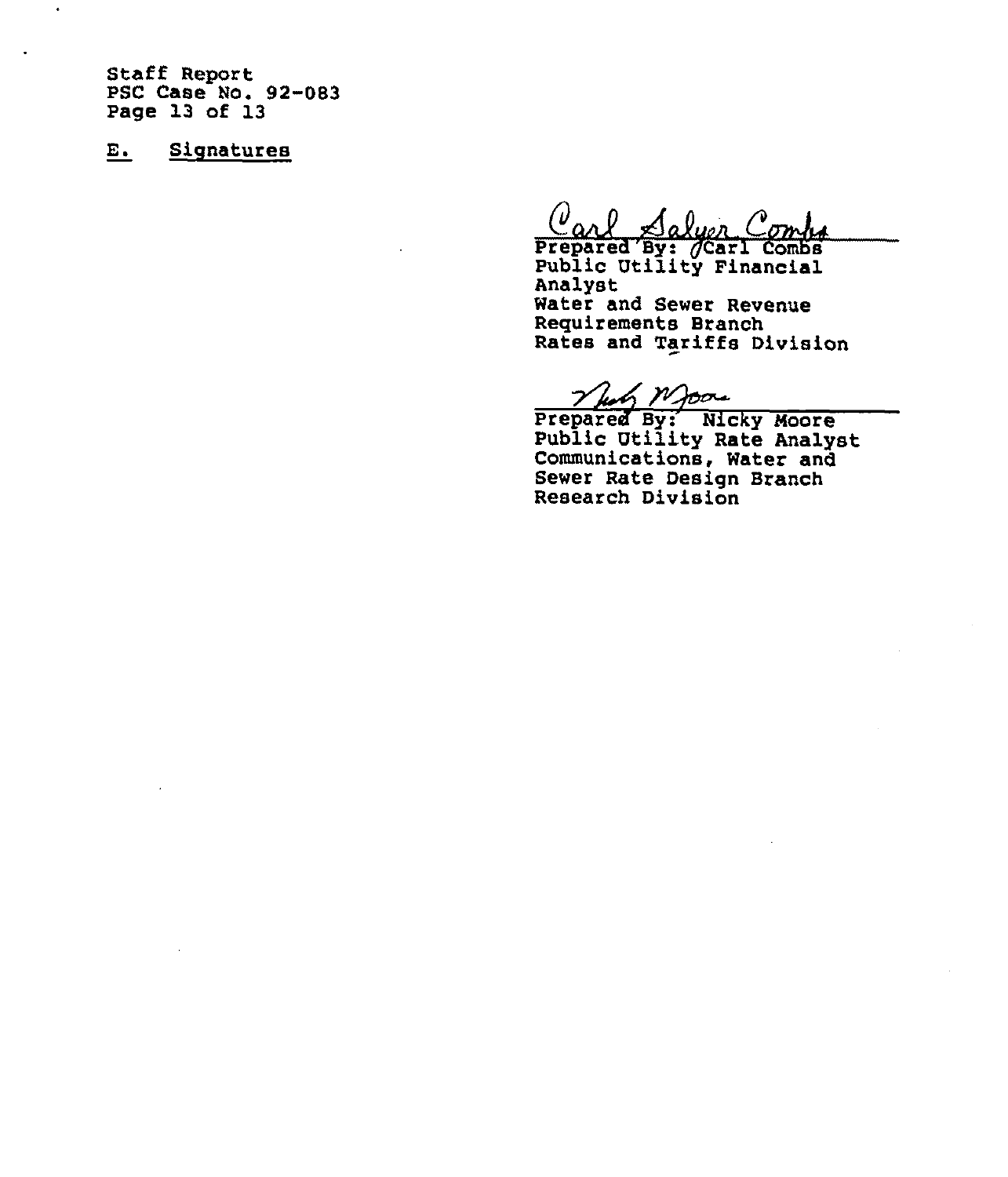## E. Signatures

Carl Salyer Combs
Prepared By: Carl Combs
Public Utility Financial Analyst
Water and Sewer Revenue Requirements Branch
Rates and Tariffs Division

Nicky Moore
Prepared By: Nicky Moore
Public Utility Rate Analyst
Communications, Water and Sewer Rate Design Branch
Research Division